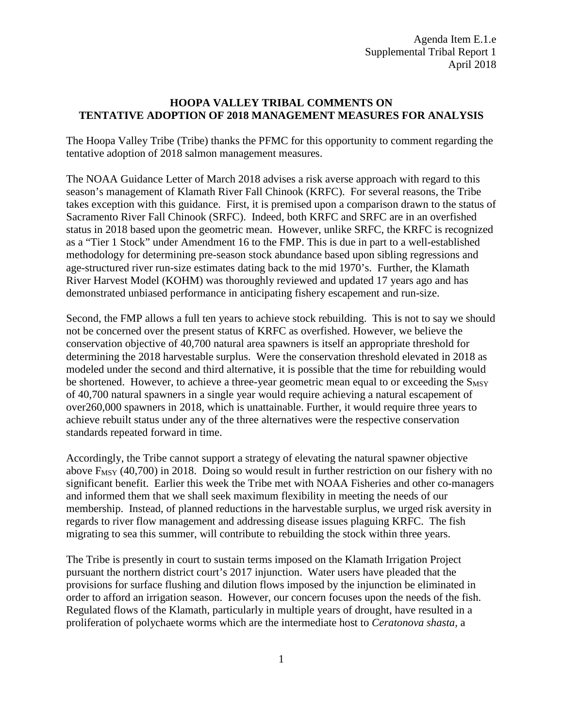Agenda Item E.1.e
Supplemental Tribal Report 1
April 2018

**HOOPA VALLEY TRIBAL COMMENTS ON TENTATIVE ADOPTION OF 2018 MANAGEMENT MEASURES FOR ANALYSIS**

The Hoopa Valley Tribe (Tribe) thanks the PFMC for this opportunity to comment regarding the tentative adoption of 2018 salmon management measures.

The NOAA Guidance Letter of March 2018 advises a risk averse approach with regard to this season's management of Klamath River Fall Chinook (KRFC). For several reasons, the Tribe takes exception with this guidance. First, it is premised upon a comparison drawn to the status of Sacramento River Fall Chinook (SRFC). Indeed, both KRFC and SRFC are in an overfished status in 2018 based upon the geometric mean. However, unlike SRFC, the KRFC is recognized as a "Tier 1 Stock" under Amendment 16 to the FMP. This is due in part to a well-established methodology for determining pre-season stock abundance based upon sibling regressions and age-structured river run-size estimates dating back to the mid 1970's. Further, the Klamath River Harvest Model (KOHM) was thoroughly reviewed and updated 17 years ago and has demonstrated unbiased performance in anticipating fishery escapement and run-size.

Second, the FMP allows a full ten years to achieve stock rebuilding. This is not to say we should not be concerned over the present status of KRFC as overfished. However, we believe the conservation objective of 40,700 natural area spawners is itself an appropriate threshold for determining the 2018 harvestable surplus. Were the conservation threshold elevated in 2018 as modeled under the second and third alternative, it is possible that the time for rebuilding would be shortened. However, to achieve a three-year geometric mean equal to or exceeding the $S_{MSY}$ of 40,700 natural spawners in a single year would require achieving a natural escapement of over260,000 spawners in 2018, which is unattainable. Further, it would require three years to achieve rebuilt status under any of the three alternatives were the respective conservation standards repeated forward in time.

Accordingly, the Tribe cannot support a strategy of elevating the natural spawner objective above $F_{MSY}$ (40,700) in 2018. Doing so would result in further restriction on our fishery with no significant benefit. Earlier this week the Tribe met with NOAA Fisheries and other co-managers and informed them that we shall seek maximum flexibility in meeting the needs of our membership. Instead, of planned reductions in the harvestable surplus, we urged risk aversity in regards to river flow management and addressing disease issues plaguing KRFC. The fish migrating to sea this summer, will contribute to rebuilding the stock within three years.

The Tribe is presently in court to sustain terms imposed on the Klamath Irrigation Project pursuant the northern district court's 2017 injunction. Water users have pleaded that the provisions for surface flushing and dilution flows imposed by the injunction be eliminated in order to afford an irrigation season. However, our concern focuses upon the needs of the fish. Regulated flows of the Klamath, particularly in multiple years of drought, have resulted in a proliferation of polychaete worms which are the intermediate host to *Ceratonova shasta*, a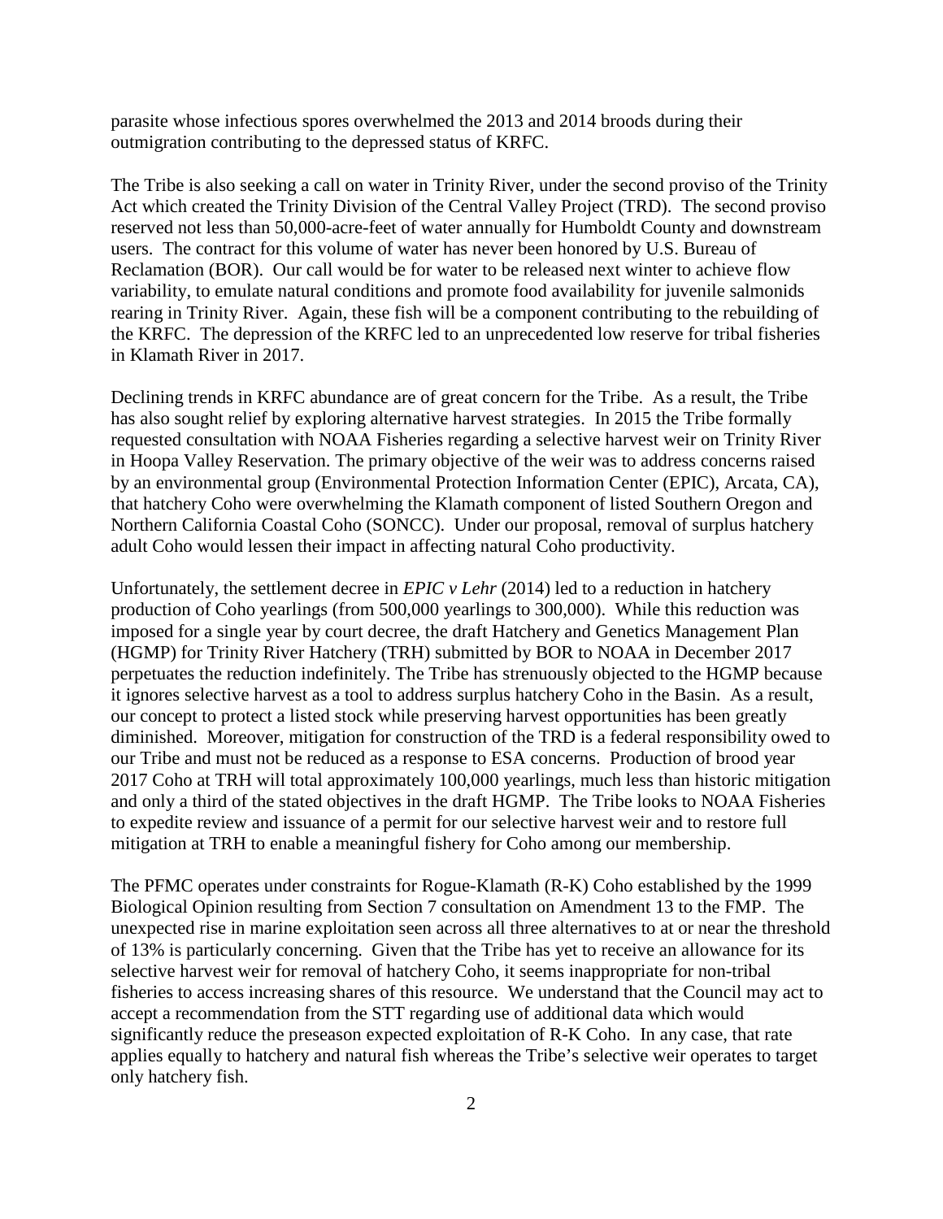parasite whose infectious spores overwhelmed the 2013 and 2014 broods during their outmigration contributing to the depressed status of KRFC.

The Tribe is also seeking a call on water in Trinity River, under the second proviso of the Trinity Act which created the Trinity Division of the Central Valley Project (TRD). The second proviso reserved not less than 50,000-acre-feet of water annually for Humboldt County and downstream users. The contract for this volume of water has never been honored by U.S. Bureau of Reclamation (BOR). Our call would be for water to be released next winter to achieve flow variability, to emulate natural conditions and promote food availability for juvenile salmonids rearing in Trinity River. Again, these fish will be a component contributing to the rebuilding of the KRFC. The depression of the KRFC led to an unprecedented low reserve for tribal fisheries in Klamath River in 2017.

Declining trends in KRFC abundance are of great concern for the Tribe. As a result, the Tribe has also sought relief by exploring alternative harvest strategies. In 2015 the Tribe formally requested consultation with NOAA Fisheries regarding a selective harvest weir on Trinity River in Hoopa Valley Reservation. The primary objective of the weir was to address concerns raised by an environmental group (Environmental Protection Information Center (EPIC), Arcata, CA), that hatchery Coho were overwhelming the Klamath component of listed Southern Oregon and Northern California Coastal Coho (SONCC). Under our proposal, removal of surplus hatchery adult Coho would lessen their impact in affecting natural Coho productivity.

Unfortunately, the settlement decree in *EPIC v Lehr* (2014) led to a reduction in hatchery production of Coho yearlings (from 500,000 yearlings to 300,000). While this reduction was imposed for a single year by court decree, the draft Hatchery and Genetics Management Plan (HGMP) for Trinity River Hatchery (TRH) submitted by BOR to NOAA in December 2017 perpetuates the reduction indefinitely. The Tribe has strenuously objected to the HGMP because it ignores selective harvest as a tool to address surplus hatchery Coho in the Basin. As a result, our concept to protect a listed stock while preserving harvest opportunities has been greatly diminished. Moreover, mitigation for construction of the TRD is a federal responsibility owed to our Tribe and must not be reduced as a response to ESA concerns. Production of brood year 2017 Coho at TRH will total approximately 100,000 yearlings, much less than historic mitigation and only a third of the stated objectives in the draft HGMP. The Tribe looks to NOAA Fisheries to expedite review and issuance of a permit for our selective harvest weir and to restore full mitigation at TRH to enable a meaningful fishery for Coho among our membership.

The PFMC operates under constraints for Rogue-Klamath (R-K) Coho established by the 1999 Biological Opinion resulting from Section 7 consultation on Amendment 13 to the FMP. The unexpected rise in marine exploitation seen across all three alternatives to at or near the threshold of 13% is particularly concerning. Given that the Tribe has yet to receive an allowance for its selective harvest weir for removal of hatchery Coho, it seems inappropriate for non-tribal fisheries to access increasing shares of this resource. We understand that the Council may act to accept a recommendation from the STT regarding use of additional data which would significantly reduce the preseason expected exploitation of R-K Coho. In any case, that rate applies equally to hatchery and natural fish whereas the Tribe's selective weir operates to target only hatchery fish.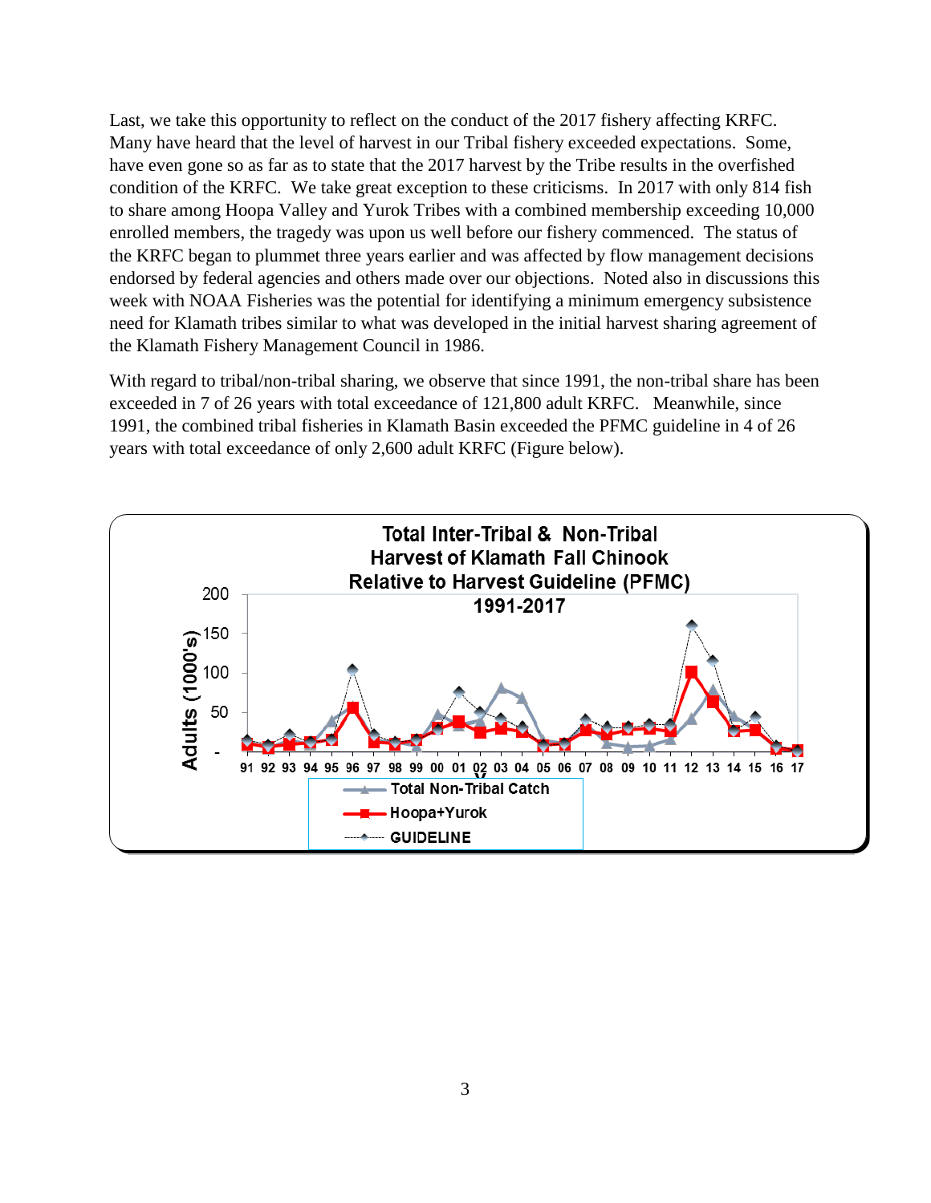Last, we take this opportunity to reflect on the conduct of the 2017 fishery affecting KRFC. Many have heard that the level of harvest in our Tribal fishery exceeded expectations. Some, have even gone so as far as to state that the 2017 harvest by the Tribe results in the overfished condition of the KRFC. We take great exception to these criticisms. In 2017 with only 814 fish to share among Hoopa Valley and Yurok Tribes with a combined membership exceeding 10,000 enrolled members, the tragedy was upon us well before our fishery commenced. The status of the KRFC began to plummet three years earlier and was affected by flow management decisions endorsed by federal agencies and others made over our objections. Noted also in discussions this week with NOAA Fisheries was the potential for identifying a minimum emergency subsistence need for Klamath tribes similar to what was developed in the initial harvest sharing agreement of the Klamath Fishery Management Council in 1986.

With regard to tribal/non-tribal sharing, we observe that since 1991, the non-tribal share has been exceeded in 7 of 26 years with total exceedance of 121,800 adult KRFC. Meanwhile, since 1991, the combined tribal fisheries in Klamath Basin exceeded the PFMC guideline in 4 of 26 years with total exceedance of only 2,600 adult KRFC (Figure below).

Total Inter-Tribal & Non-Tribal
Harvest of Klamath Fall Chinook
Relative to Harvest Guideline (PFMC)
1991-2017

Adults (1000's)

200
150
100
50
-

91 92 93 94 95 96 97 98 99 00 01 02 03 04 05 06 07 08 09 10 11 12 13 14 15 16 17

Y

Total Non-Tribal Catch
Hoopa+Yurok
GUIDELINE